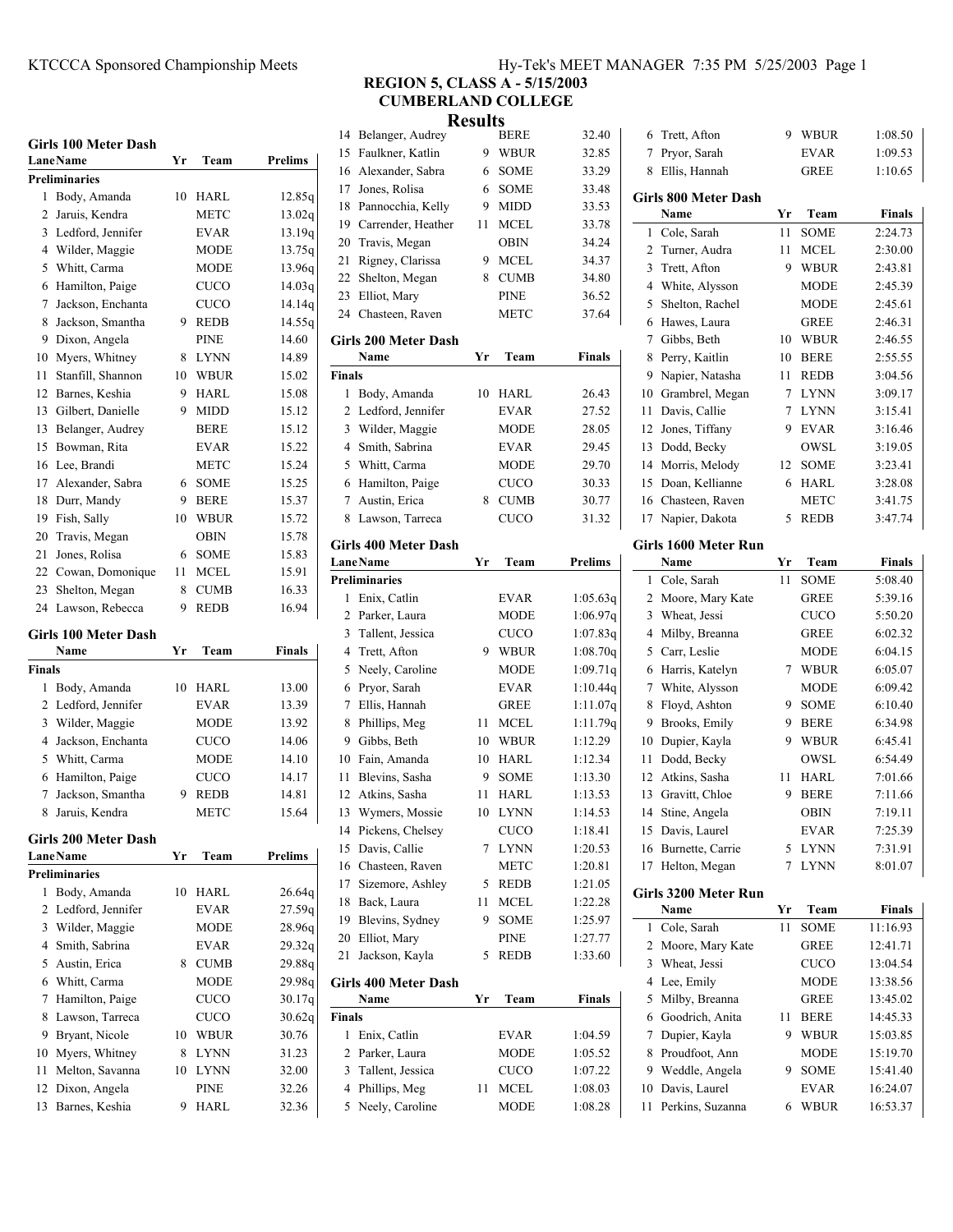# REGION 5, CLASS A - 5/15/2003
## CUMBERLAND COLLEGE
## Results

### Girls 100 Meter Dash

| Lane | Name | Yr | Team | Prelims |
|---|---|---|---|---|
| **Preliminaries** | | | | |
| 1 | Body, Amanda | 10 | HARL | 12.85q |
| 2 | Jaruis, Kendra | | METC | 13.02q |
| 3 | Ledford, Jennifer | | EVAR | 13.19q |
| 4 | Wilder, Maggie | | MODE | 13.75q |
| 5 | Whitt, Carma | | MODE | 13.96q |
| 6 | Hamilton, Paige | | CUCO | 14.03q |
| 7 | Jackson, Enchanta | | CUCO | 14.14q |
| 8 | Jackson, Smantha | 9 | REDB | 14.55q |
| 9 | Dixon, Angela | | PINE | 14.60 |
| 10 | Myers, Whitney | 8 | LYNN | 14.89 |
| 11 | Stanfill, Shannon | 10 | WBUR | 15.02 |
| 12 | Barnes, Keshia | 9 | HARL | 15.08 |
| 13 | Gilbert, Danielle | 9 | MIDD | 15.12 |
| 13 | Belanger, Audrey | | BERE | 15.12 |
| 15 | Bowman, Rita | | EVAR | 15.22 |
| 16 | Lee, Brandi | | METC | 15.24 |
| 17 | Alexander, Sabra | 6 | SOME | 15.25 |
| 18 | Durr, Mandy | 9 | BERE | 15.37 |
| 19 | Fish, Sally | 10 | WBUR | 15.72 |
| 20 | Travis, Megan | | OBIN | 15.78 |
| 21 | Jones, Rolisa | 6 | SOME | 15.83 |
| 22 | Cowan, Domonique | 11 | MCEL | 15.91 |
| 23 | Shelton, Megan | 8 | CUMB | 16.33 |
| 24 | Lawson, Rebecca | 9 | REDB | 16.94 |

### Girls 100 Meter Dash

| | Name | Yr | Team | Finals |
|---|---|---|---|---|
| **Finals** | | | | |
| 1 | Body, Amanda | 10 | HARL | 13.00 |
| 2 | Ledford, Jennifer | | EVAR | 13.39 |
| 3 | Wilder, Maggie | | MODE | 13.92 |
| 4 | Jackson, Enchanta | | CUCO | 14.06 |
| 5 | Whitt, Carma | | MODE | 14.10 |
| 6 | Hamilton, Paige | | CUCO | 14.17 |
| 7 | Jackson, Smantha | 9 | REDB | 14.81 |
| 8 | Jaruis, Kendra | | METC | 15.64 |

### Girls 200 Meter Dash

| Lane | Name | Yr | Team | Prelims |
|---|---|---|---|---|
| **Preliminaries** | | | | |
| 1 | Body, Amanda | 10 | HARL | 26.64q |
| 2 | Ledford, Jennifer | | EVAR | 27.59q |
| 3 | Wilder, Maggie | | MODE | 28.96q |
| 4 | Smith, Sabrina | | EVAR | 29.32q |
| 5 | Austin, Erica | 8 | CUMB | 29.88q |
| 6 | Whitt, Carma | | MODE | 29.98q |
| 7 | Hamilton, Paige | | CUCO | 30.17q |
| 8 | Lawson, Tarreca | | CUCO | 30.62q |
| 9 | Bryant, Nicole | 10 | WBUR | 30.76 |
| 10 | Myers, Whitney | 8 | LYNN | 31.23 |
| 11 | Melton, Savanna | 10 | LYNN | 32.00 |
| 12 | Dixon, Angela | | PINE | 32.26 |
| 13 | Barnes, Keshia | 9 | HARL | 32.36 |
| 14 | Belanger, Audrey | | BERE | 32.40 |
| 15 | Faulkner, Katlin | 9 | WBUR | 32.85 |
| 16 | Alexander, Sabra | 6 | SOME | 33.29 |
| 17 | Jones, Rolisa | 6 | SOME | 33.48 |
| 18 | Pannocchia, Kelly | 9 | MIDD | 33.53 |
| 19 | Carrender, Heather | 11 | MCEL | 33.78 |
| 20 | Travis, Megan | | OBIN | 34.24 |
| 21 | Rigney, Clarissa | 9 | MCEL | 34.37 |
| 22 | Shelton, Megan | 8 | CUMB | 34.80 |
| 23 | Elliot, Mary | | PINE | 36.52 |
| 24 | Chasteen, Raven | | METC | 37.64 |

### Girls 200 Meter Dash

| | Name | Yr | Team | Finals |
|---|---|---|---|---|
| **Finals** | | | | |
| 1 | Body, Amanda | 10 | HARL | 26.43 |
| 2 | Ledford, Jennifer | | EVAR | 27.52 |
| 3 | Wilder, Maggie | | MODE | 28.05 |
| 4 | Smith, Sabrina | | EVAR | 29.45 |
| 5 | Whitt, Carma | | MODE | 29.70 |
| 6 | Hamilton, Paige | | CUCO | 30.33 |
| 7 | Austin, Erica | 8 | CUMB | 30.77 |
| 8 | Lawson, Tarreca | | CUCO | 31.32 |

### Girls 400 Meter Dash

| Lane | Name | Yr | Team | Prelims |
|---|---|---|---|---|
| **Preliminaries** | | | | |
| 1 | Enix, Catlin | | EVAR | 1:05.63q |
| 2 | Parker, Laura | | MODE | 1:06.97q |
| 3 | Tallent, Jessica | | CUCO | 1:07.83q |
| 4 | Trett, Afton | 9 | WBUR | 1:08.70q |
| 5 | Neely, Caroline | | MODE | 1:09.71q |
| 6 | Pryor, Sarah | | EVAR | 1:10.44q |
| 7 | Ellis, Hannah | | GREE | 1:11.07q |
| 8 | Phillips, Meg | 11 | MCEL | 1:11.79q |
| 9 | Gibbs, Beth | 10 | WBUR | 1:12.29 |
| 10 | Fain, Amanda | 10 | HARL | 1:12.34 |
| 11 | Blevins, Sasha | 9 | SOME | 1:13.30 |
| 12 | Atkins, Sasha | 11 | HARL | 1:13.53 |
| 13 | Wymers, Mossie | 10 | LYNN | 1:14.53 |
| 14 | Pickens, Chelsey | | CUCO | 1:18.41 |
| 15 | Davis, Callie | 7 | LYNN | 1:20.53 |
| 16 | Chasteen, Raven | | METC | 1:20.81 |
| 17 | Sizemore, Ashley | 5 | REDB | 1:21.05 |
| 18 | Back, Laura | 11 | MCEL | 1:22.28 |
| 19 | Blevins, Sydney | 9 | SOME | 1:25.97 |
| 20 | Elliot, Mary | | PINE | 1:27.77 |
| 21 | Jackson, Kayla | 5 | REDB | 1:33.60 |

### Girls 400 Meter Dash

| | Name | Yr | Team | Finals |
|---|---|---|---|---|
| **Finals** | | | | |
| 1 | Enix, Catlin | | EVAR | 1:04.59 |
| 2 | Parker, Laura | | MODE | 1:05.52 |
| 3 | Tallent, Jessica | | CUCO | 1:07.22 |
| 4 | Phillips, Meg | 11 | MCEL | 1:08.03 |
| 5 | Neely, Caroline | | MODE | 1:08.28 |
| 6 | Trett, Afton | 9 | WBUR | 1:08.50 |
| 7 | Pryor, Sarah | | EVAR | 1:09.53 |
| 8 | Ellis, Hannah | | GREE | 1:10.65 |

### Girls 800 Meter Dash

| | Name | Yr | Team | Finals |
|---|---|---|---|---|
| 1 | Cole, Sarah | 11 | SOME | 2:24.73 |
| 2 | Turner, Audra | 11 | MCEL | 2:30.00 |
| 3 | Trett, Afton | 9 | WBUR | 2:43.81 |
| 4 | White, Alysson | | MODE | 2:45.39 |
| 5 | Shelton, Rachel | | MODE | 2:45.61 |
| 6 | Hawes, Laura | | GREE | 2:46.31 |
| 7 | Gibbs, Beth | 10 | WBUR | 2:46.55 |
| 8 | Perry, Kaitlin | 10 | BERE | 2:55.55 |
| 9 | Napier, Natasha | 11 | REDB | 3:04.56 |
| 10 | Grambrel, Megan | 7 | LYNN | 3:09.17 |
| 11 | Davis, Callie | 7 | LYNN | 3:15.41 |
| 12 | Jones, Tiffany | 9 | EVAR | 3:16.46 |
| 13 | Dodd, Becky | | OWSL | 3:19.05 |
| 14 | Morris, Melody | 12 | SOME | 3:23.41 |
| 15 | Doan, Kellianne | 6 | HARL | 3:28.08 |
| 16 | Chasteen, Raven | | METC | 3:41.75 |
| 17 | Napier, Dakota | 5 | REDB | 3:47.74 |

### Girls 1600 Meter Run

| | Name | Yr | Team | Finals |
|---|---|---|---|---|
| 1 | Cole, Sarah | 11 | SOME | 5:08.40 |
| 2 | Moore, Mary Kate | | GREE | 5:39.16 |
| 3 | Wheat, Jessi | | CUCO | 5:50.20 |
| 4 | Milby, Breanna | | GREE | 6:02.32 |
| 5 | Carr, Leslie | | MODE | 6:04.15 |
| 6 | Harris, Katelyn | 7 | WBUR | 6:05.07 |
| 7 | White, Alysson | | MODE | 6:09.42 |
| 8 | Floyd, Ashton | 9 | SOME | 6:10.40 |
| 9 | Brooks, Emily | 9 | BERE | 6:34.98 |
| 10 | Dupier, Kayla | 9 | WBUR | 6:45.41 |
| 11 | Dodd, Becky | | OWSL | 6:54.49 |
| 12 | Atkins, Sasha | 11 | HARL | 7:01.66 |
| 13 | Gravitt, Chloe | 9 | BERE | 7:11.66 |
| 14 | Stine, Angela | | OBIN | 7:19.11 |
| 15 | Davis, Laurel | | EVAR | 7:25.39 |
| 16 | Burnette, Carrie | 5 | LYNN | 7:31.91 |
| 17 | Helton, Megan | 7 | LYNN | 8:01.07 |

### Girls 3200 Meter Run

| | Name | Yr | Team | Finals |
|---|---|---|---|---|
| 1 | Cole, Sarah | 11 | SOME | 11:16.93 |
| 2 | Moore, Mary Kate | | GREE | 12:41.71 |
| 3 | Wheat, Jessi | | CUCO | 13:04.54 |
| 4 | Lee, Emily | | MODE | 13:38.56 |
| 5 | Milby, Breanna | | GREE | 13:45.02 |
| 6 | Goodrich, Anita | 11 | BERE | 14:45.33 |
| 7 | Dupier, Kayla | 9 | WBUR | 15:03.85 |
| 8 | Proudfoot, Ann | | MODE | 15:19.70 |
| 9 | Weddle, Angela | 9 | SOME | 15:41.40 |
| 10 | Davis, Laurel | | EVAR | 16:24.07 |
| 11 | Perkins, Suzanna | 6 | WBUR | 16:53.37 |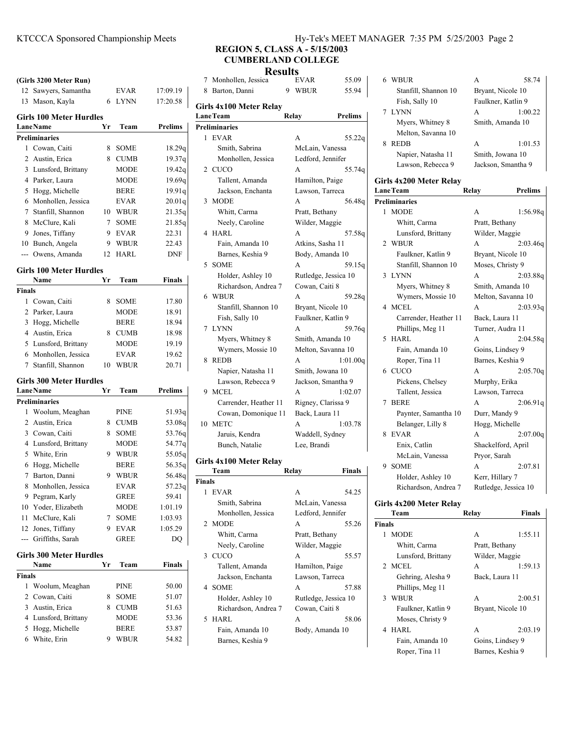## REGION 5, CLASS A - 5/15/2003
## CUMBERLAND COLLEGE
## Results

### (Girls 3200 Meter Run)

| | Name | Yr | Team | Finals |
|---|---|---|---|---|
| 12 | Sawyers, Samantha | | EVAR | 17:09.19 |
| 13 | Mason, Kayla | 6 | LYNN | 17:20.58 |

### Girls 100 Meter Hurdles

| Lane | Name | Yr | Team | Prelims |
|---|---|---|---|---|
| **Preliminaries** | | | | |
| 1 | Cowan, Caiti | 8 | SOME | 18.29q |
| 2 | Austin, Erica | 8 | CUMB | 19.37q |
| 3 | Lunsford, Brittany | | MODE | 19.42q |
| 4 | Parker, Laura | | MODE | 19.69q |
| 5 | Hogg, Michelle | | BERE | 19.91q |
| 6 | Monhollen, Jessica | | EVAR | 20.01q |
| 7 | Stanfill, Shannon | 10 | WBUR | 21.35q |
| 8 | McClure, Kali | 7 | SOME | 21.85q |
| 9 | Jones, Tiffany | 9 | EVAR | 22.31 |
| 10 | Bunch, Angela | 9 | WBUR | 22.43 |
| --- | Owens, Amanda | 12 | HARL | DNF |

### Girls 100 Meter Hurdles

| | Name | Yr | Team | Finals |
|---|---|---|---|---|
| **Finals** | | | | |
| 1 | Cowan, Caiti | 8 | SOME | 17.80 |
| 2 | Parker, Laura | | MODE | 18.91 |
| 3 | Hogg, Michelle | | BERE | 18.94 |
| 4 | Austin, Erica | 8 | CUMB | 18.98 |
| 5 | Lunsford, Brittany | | MODE | 19.19 |
| 6 | Monhollen, Jessica | | EVAR | 19.62 |
| 7 | Stanfill, Shannon | 10 | WBUR | 20.71 |

### Girls 300 Meter Hurdles

| Lane | Name | Yr | Team | Prelims |
|---|---|---|---|---|
| **Preliminaries** | | | | |
| 1 | Woolum, Meaghan | | PINE | 51.93q |
| 2 | Austin, Erica | 8 | CUMB | 53.08q |
| 3 | Cowan, Caiti | 8 | SOME | 53.76q |
| 4 | Lunsford, Brittany | | MODE | 54.77q |
| 5 | White, Erin | 9 | WBUR | 55.05q |
| 6 | Hogg, Michelle | | BERE | 56.35q |
| 7 | Barton, Danni | 9 | WBUR | 56.48q |
| 8 | Monhollen, Jessica | | EVAR | 57.23q |
| 9 | Pegram, Karly | | GREE | 59.41 |
| 10 | Yoder, Elizabeth | | MODE | 1:01.19 |
| 11 | McClure, Kali | 7 | SOME | 1:03.93 |
| 12 | Jones, Tiffany | 9 | EVAR | 1:05.29 |
| --- | Griffiths, Sarah | | GREE | DQ |

### Girls 300 Meter Hurdles

| | Name | Yr | Team | Finals |
|---|---|---|---|---|
| **Finals** | | | | |
| 1 | Woolum, Meaghan | | PINE | 50.00 |
| 2 | Cowan, Caiti | 8 | SOME | 51.07 |
| 3 | Austin, Erica | 8 | CUMB | 51.63 |
| 4 | Lunsford, Brittany | | MODE | 53.36 |
| 5 | Hogg, Michelle | | BERE | 53.87 |
| 6 | White, Erin | 9 | WBUR | 54.82 |
| 7 | Monhollen, Jessica | | EVAR | 55.09 |
| 8 | Barton, Danni | 9 | WBUR | 55.94 |

### Girls 4x100 Meter Relay

| Lane | Team | Relay | Prelims |
|---|---|---|---|
| **Preliminaries** | | | |
| 1 | EVAR | A | 55.22q |
| | Smith, Sabrina | McLain, Vanessa | |
| | Monhollen, Jessica | Ledford, Jennifer | |
| 2 | CUCO | A | 55.74q |
| | Tallent, Amanda | Hamilton, Paige | |
| | Jackson, Enchanta | Lawson, Tarreca | |
| 3 | MODE | A | 56.48q |
| | Whitt, Carma | Pratt, Bethany | |
| | Neely, Caroline | Wilder, Maggie | |
| 4 | HARL | A | 57.58q |
| | Fain, Amanda 10 | Atkins, Sasha 11 | |
| | Barnes, Keshia 9 | Body, Amanda 10 | |
| 5 | SOME | A | 59.15q |
| | Holder, Ashley 10 | Rutledge, Jessica 10 | |
| | Richardson, Andrea 7 | Cowan, Caiti 8 | |
| 6 | WBUR | A | 59.28q |
| | Stanfill, Shannon 10 | Bryant, Nicole 10 | |
| | Fish, Sally 10 | Faulkner, Katlin 9 | |
| 7 | LYNN | A | 59.76q |
| | Myers, Whitney 8 | Smith, Amanda 10 | |
| | Wymers, Mossie 10 | Melton, Savanna 10 | |
| 8 | REDB | A | 1:01.00q |
| | Napier, Natasha 11 | Smith, Jowana 10 | |
| | Lawson, Rebecca 9 | Jackson, Smantha 9 | |
| 9 | MCEL | A | 1:02.07 |
| | Carrender, Heather 11 | Rigney, Clarissa 9 | |
| | Cowan, Domonique 11 | Back, Laura 11 | |
| 10 | METC | A | 1:03.78 |
| | Jaruis, Kendra | Waddell, Sydney | |
| | Bunch, Natalie | Lee, Brandi | |

### Girls 4x100 Meter Relay

| | Team | Relay | Finals |
|---|---|---|---|
| **Finals** | | | |
| 1 | EVAR | A | 54.25 |
| | Smith, Sabrina | McLain, Vanessa | |
| | Monhollen, Jessica | Ledford, Jennifer | |
| 2 | MODE | A | 55.26 |
| | Whitt, Carma | Pratt, Bethany | |
| | Neely, Caroline | Wilder, Maggie | |
| 3 | CUCO | A | 55.57 |
| | Tallent, Amanda | Hamilton, Paige | |
| | Jackson, Enchanta | Lawson, Tarreca | |
| 4 | SOME | A | 57.88 |
| | Holder, Ashley 10 | Rutledge, Jessica 10 | |
| | Richardson, Andrea 7 | Cowan, Caiti 8 | |
| 5 | HARL | A | 58.06 |
| | Fain, Amanda 10 | Body, Amanda 10 | |
| | Barnes, Keshia 9 | | |
| 6 | WBUR | A | 58.74 |
| | Stanfill, Shannon 10 | Bryant, Nicole 10 | |
| | Fish, Sally 10 | Faulkner, Katlin 9 | |
| 7 | LYNN | A | 1:00.22 |
| | Myers, Whitney 8 | Smith, Amanda 10 | |
| | Melton, Savanna 10 | | |
| 8 | REDB | A | 1:01.53 |
| | Napier, Natasha 11 | Smith, Jowana 10 | |
| | Lawson, Rebecca 9 | Jackson, Smantha 9 | |

### Girls 4x200 Meter Relay

| Lane | Team | Relay | Prelims |
|---|---|---|---|
| **Preliminaries** | | | |
| 1 | MODE | A | 1:56.98q |
| | Whitt, Carma | Pratt, Bethany | |
| | Lunsford, Brittany | Wilder, Maggie | |
| 2 | WBUR | A | 2:03.46q |
| | Faulkner, Katlin 9 | Bryant, Nicole 10 | |
| | Stanfill, Shannon 10 | Moses, Christy 9 | |
| 3 | LYNN | A | 2:03.88q |
| | Myers, Whitney 8 | Smith, Amanda 10 | |
| | Wymers, Mossie 10 | Melton, Savanna 10 | |
| 4 | MCEL | A | 2:03.93q |
| | Carrender, Heather 11 | Back, Laura 11 | |
| | Phillips, Meg 11 | Turner, Audra 11 | |
| 5 | HARL | A | 2:04.58q |
| | Fain, Amanda 10 | Goins, Lindsey 9 | |
| | Roper, Tina 11 | Barnes, Keshia 9 | |
| 6 | CUCO | A | 2:05.70q |
| | Pickens, Chelsey | Murphy, Erika | |
| | Tallent, Jessica | Lawson, Tarreca | |
| 7 | BERE | A | 2:06.91q |
| | Paynter, Samantha 10 | Durr, Mandy 9 | |
| | Belanger, Lilly 8 | Hogg, Michelle | |
| 8 | EVAR | A | 2:07.00q |
| | Enix, Catlin | Shackelford, April | |
| | McLain, Vanessa | Pryor, Sarah | |
| 9 | SOME | A | 2:07.81 |
| | Holder, Ashley 10 | Kerr, Hillary 7 | |
| | Richardson, Andrea 7 | Rutledge, Jessica 10 | |

### Girls 4x200 Meter Relay

| | Team | Relay | Finals |
|---|---|---|---|
| **Finals** | | | |
| 1 | MODE | A | 1:55.11 |
| | Whitt, Carma | Pratt, Bethany | |
| | Lunsford, Brittany | Wilder, Maggie | |
| 2 | MCEL | A | 1:59.13 |
| | Gehring, Alesha 9 | Back, Laura 11 | |
| | Phillips, Meg 11 | | |
| 3 | WBUR | A | 2:00.51 |
| | Faulkner, Katlin 9 | Bryant, Nicole 10 | |
| | Moses, Christy 9 | | |
| 4 | HARL | A | 2:03.19 |
| | Fain, Amanda 10 | Goins, Lindsey 9 | |
| | Roper, Tina 11 | Barnes, Keshia 9 | |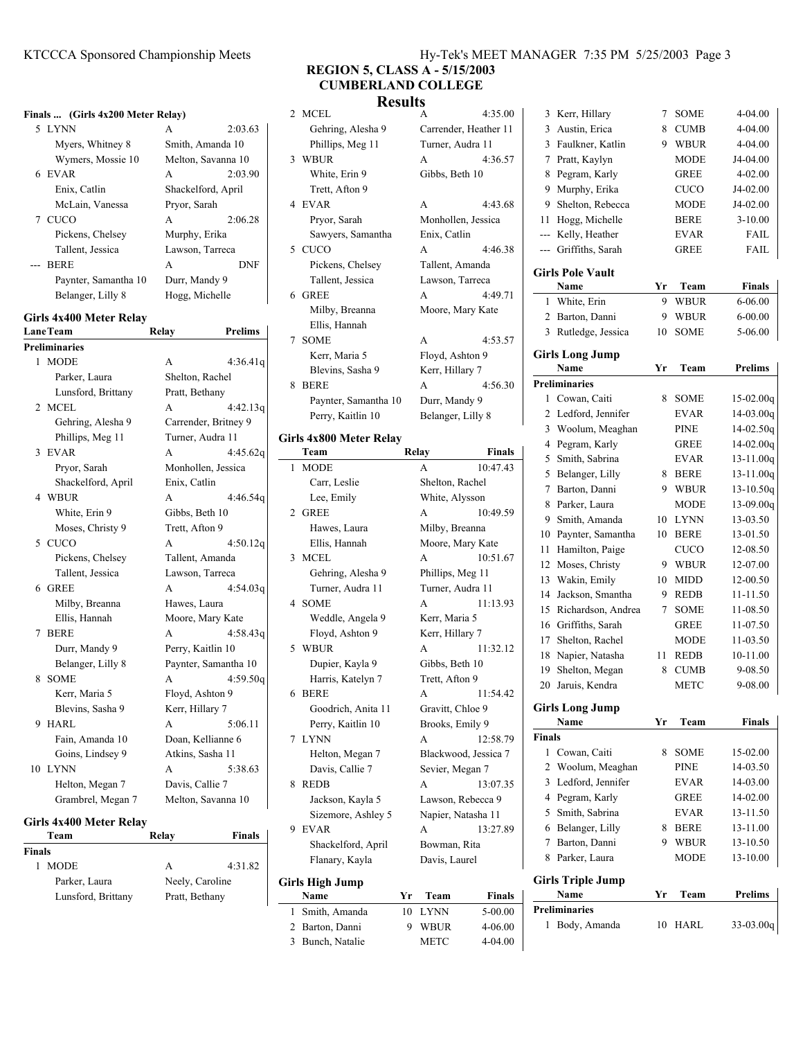## REGION 5, CLASS A - 5/15/2003
## CUMBERLAND COLLEGE
## Results

### Finals ... (Girls 4x200 Meter Relay)

| Place | Team | Relay | Finals |
|---|---|---|---|
| 5 | LYNN | A | 2:03.63 |
| | Myers, Whitney 8 | Smith, Amanda 10 | |
| | Wymers, Mossie 10 | Melton, Savanna 10 | |
| 6 | EVAR | A | 2:03.90 |
| | Enix, Catlin | Shackelford, April | |
| | McLain, Vanessa | Pryor, Sarah | |
| 7 | CUCO | A | 2:06.28 |
| | Pickens, Chelsey | Murphy, Erika | |
| | Tallent, Jessica | Lawson, Tarreca | |
| --- | BERE | A | DNF |
| | Paynter, Samantha 10 | Durr, Mandy 9 | |
| | Belanger, Lilly 8 | Hogg, Michelle | |

### Girls 4x400 Meter Relay

| Lane | Team | Relay | Prelims |
|---|---|---|---|
| **Preliminaries** | | | |
| 1 | MODE | A | 4:36.41q |
| | Parker, Laura | Shelton, Rachel | |
| | Lunsford, Brittany | Pratt, Bethany | |
| 2 | MCEL | A | 4:42.13q |
| | Gehring, Alesha 9 | Carrender, Britney 9 | |
| | Phillips, Meg 11 | Turner, Audra 11 | |
| 3 | EVAR | A | 4:45.62q |
| | Pryor, Sarah | Monhollen, Jessica | |
| | Shackelford, April | Enix, Catlin | |
| 4 | WBUR | A | 4:46.54q |
| | White, Erin 9 | Gibbs, Beth 10 | |
| | Moses, Christy 9 | Trett, Afton 9 | |
| 5 | CUCO | A | 4:50.12q |
| | Pickens, Chelsey | Tallent, Amanda | |
| | Tallent, Jessica | Lawson, Tarreca | |
| 6 | GREE | A | 4:54.03q |
| | Milby, Breanna | Hawes, Laura | |
| | Ellis, Hannah | Moore, Mary Kate | |
| 7 | BERE | A | 4:58.43q |
| | Durr, Mandy 9 | Perry, Kaitlin 10 | |
| | Belanger, Lilly 8 | Paynter, Samantha 10 | |
| 8 | SOME | A | 4:59.50q |
| | Kerr, Maria 5 | Floyd, Ashton 9 | |
| | Blevins, Sasha 9 | Kerr, Hillary 7 | |
| 9 | HARL | A | 5:06.11 |
| | Fain, Amanda 10 | Doan, Kellianne 6 | |
| | Goins, Lindsey 9 | Atkins, Sasha 11 | |
| 10 | LYNN | A | 5:38.63 |
| | Helton, Megan 7 | Davis, Callie 7 | |
| | Grambrel, Megan 7 | Melton, Savanna 10 | |

### Girls 4x400 Meter Relay

| Place | Team | Relay | Finals |
|---|---|---|---|
| **Finals** | | | |
| 1 | MODE | A | 4:31.82 |
| | Parker, Laura | Neely, Caroline | |
| | Lunsford, Brittany | Pratt, Bethany | |
| 2 | MCEL | A | 4:35.00 |
| | Gehring, Alesha 9 | Carrender, Heather 11 | |
| | Phillips, Meg 11 | Turner, Audra 11 | |
| 3 | WBUR | A | 4:36.57 |
| | White, Erin 9 | Gibbs, Beth 10 | |
| | Trett, Afton 9 | | |
| 4 | EVAR | A | 4:43.68 |
| | Pryor, Sarah | Monhollen, Jessica | |
| | Sawyers, Samantha | Enix, Catlin | |
| 5 | CUCO | A | 4:46.38 |
| | Pickens, Chelsey | Tallent, Amanda | |
| | Tallent, Jessica | Lawson, Tarreca | |
| 6 | GREE | A | 4:49.71 |
| | Milby, Breanna | Moore, Mary Kate | |
| | Ellis, Hannah | | |
| 7 | SOME | A | 4:53.57 |
| | Kerr, Maria 5 | Floyd, Ashton 9 | |
| | Blevins, Sasha 9 | Kerr, Hillary 7 | |
| 8 | BERE | A | 4:56.30 |
| | Paynter, Samantha 10 | Durr, Mandy 9 | |
| | Perry, Kaitlin 10 | Belanger, Lilly 8 | |

### Girls 4x800 Meter Relay

| Place | Team | Relay | Finals |
|---|---|---|---|
| 1 | MODE | A | 10:47.43 |
| | Carr, Leslie | Shelton, Rachel | |
| | Lee, Emily | White, Alysson | |
| 2 | GREE | A | 10:49.59 |
| | Hawes, Laura | Milby, Breanna | |
| | Ellis, Hannah | Moore, Mary Kate | |
| 3 | MCEL | A | 10:51.67 |
| | Gehring, Alesha 9 | Phillips, Meg 11 | |
| | Turner, Audra 11 | Turner, Audra 11 | |
| 4 | SOME | A | 11:13.93 |
| | Weddle, Angela 9 | Kerr, Maria 5 | |
| | Floyd, Ashton 9 | Kerr, Hillary 7 | |
| 5 | WBUR | A | 11:32.12 |
| | Dupier, Kayla 9 | Gibbs, Beth 10 | |
| | Harris, Katelyn 7 | Trett, Afton 9 | |
| 6 | BERE | A | 11:54.42 |
| | Goodrich, Anita 11 | Gravitt, Chloe 9 | |
| | Perry, Kaitlin 10 | Brooks, Emily 9 | |
| 7 | LYNN | A | 12:58.79 |
| | Helton, Megan 7 | Blackwood, Jessica 7 | |
| | Davis, Callie 7 | Sevier, Megan 7 | |
| 8 | REDB | A | 13:07.35 |
| | Jackson, Kayla 5 | Lawson, Rebecca 9 | |
| | Sizemore, Ashley 5 | Napier, Natasha 11 | |
| 9 | EVAR | A | 13:27.89 |
| | Shackelford, April | Bowman, Rita | |
| | Flanary, Kayla | Davis, Laurel | |

### Girls High Jump

| Place | Name | Yr | Team | Finals |
|---|---|---|---|---|
| 1 | Smith, Amanda | 10 | LYNN | 5-00.00 |
| 2 | Barton, Danni | 9 | WBUR | 4-06.00 |
| 3 | Bunch, Natalie | | METC | 4-04.00 |
| 3 | Kerr, Hillary | 7 | SOME | 4-04.00 |
| 3 | Austin, Erica | 8 | CUMB | 4-04.00 |
| 3 | Faulkner, Katlin | 9 | WBUR | 4-04.00 |
| 7 | Pratt, Kaylyn | | MODE | J4-04.00 |
| 8 | Pegram, Karly | | GREE | 4-02.00 |
| 9 | Murphy, Erika | | CUCO | J4-02.00 |
| 9 | Shelton, Rebecca | | MODE | J4-02.00 |
| 11 | Hogg, Michelle | | BERE | 3-10.00 |
| --- | Kelly, Heather | | EVAR | FAIL |
| --- | Griffiths, Sarah | | GREE | FAIL |

### Girls Pole Vault

| Place | Name | Yr | Team | Finals |
|---|---|---|---|---|
| 1 | White, Erin | 9 | WBUR | 6-06.00 |
| 2 | Barton, Danni | 9 | WBUR | 6-00.00 |
| 3 | Rutledge, Jessica | 10 | SOME | 5-06.00 |

### Girls Long Jump

| Place | Name | Yr | Team | Prelims |
|---|---|---|---|---|
| **Preliminaries** | | | | |
| 1 | Cowan, Caiti | 8 | SOME | 15-02.00q |
| 2 | Ledford, Jennifer | | EVAR | 14-03.00q |
| 3 | Woolum, Meaghan | | PINE | 14-02.50q |
| 4 | Pegram, Karly | | GREE | 14-02.00q |
| 5 | Smith, Sabrina | | EVAR | 13-11.00q |
| 5 | Belanger, Lilly | 8 | BERE | 13-11.00q |
| 7 | Barton, Danni | 9 | WBUR | 13-10.50q |
| 8 | Parker, Laura | | MODE | 13-09.00q |
| 9 | Smith, Amanda | 10 | LYNN | 13-03.50 |
| 10 | Paynter, Samantha | 10 | BERE | 13-01.50 |
| 11 | Hamilton, Paige | | CUCO | 12-08.50 |
| 12 | Moses, Christy | 9 | WBUR | 12-07.00 |
| 13 | Wakin, Emily | 10 | MIDD | 12-00.50 |
| 14 | Jackson, Smantha | 9 | REDB | 11-11.50 |
| 15 | Richardson, Andrea | 7 | SOME | 11-08.50 |
| 16 | Griffiths, Sarah | | GREE | 11-07.50 |
| 17 | Shelton, Rachel | | MODE | 11-03.50 |
| 18 | Napier, Natasha | 11 | REDB | 10-11.00 |
| 19 | Shelton, Megan | 8 | CUMB | 9-08.50 |
| 20 | Jaruis, Kendra | | METC | 9-08.00 |

### Girls Long Jump

| Place | Name | Yr | Team | Finals |
|---|---|---|---|---|
| **Finals** | | | | |
| 1 | Cowan, Caiti | 8 | SOME | 15-02.00 |
| 2 | Woolum, Meaghan | | PINE | 14-03.50 |
| 3 | Ledford, Jennifer | | EVAR | 14-03.00 |
| 4 | Pegram, Karly | | GREE | 14-02.00 |
| 5 | Smith, Sabrina | | EVAR | 13-11.50 |
| 6 | Belanger, Lilly | 8 | BERE | 13-11.00 |
| 7 | Barton, Danni | 9 | WBUR | 13-10.50 |
| 8 | Parker, Laura | | MODE | 13-10.00 |

### Girls Triple Jump

| Place | Name | Yr | Team | Prelims |
|---|---|---|---|---|
| **Preliminaries** | | | | |
| 1 | Body, Amanda | 10 | HARL | 33-03.00q |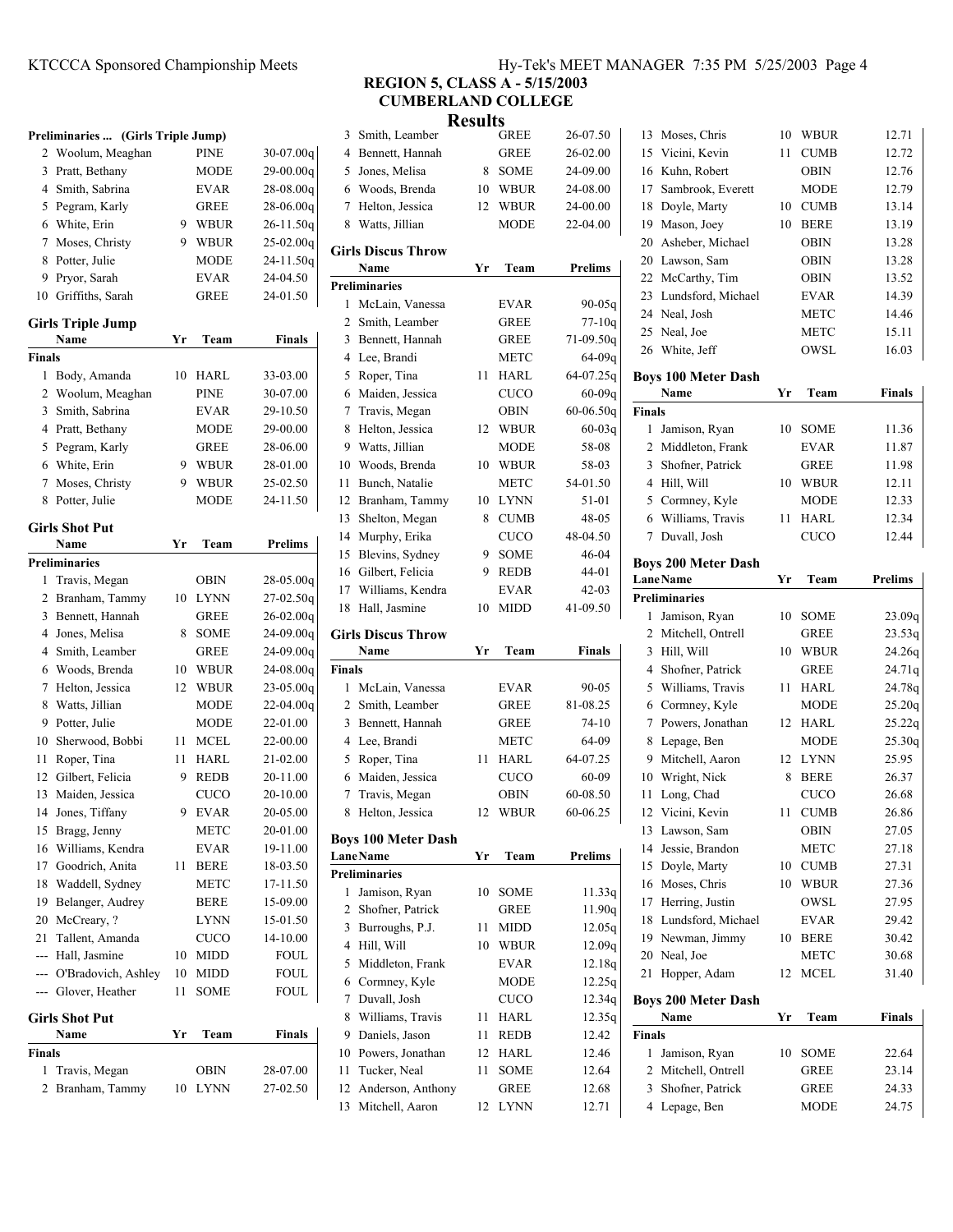# REGION 5, CLASS A - 5/15/2003
## CUMBERLAND COLLEGE
## Results

**Preliminaries ... (Girls Triple Jump)**

| | Name | Yr | Team | Prelims |
|---|---|---|---|---|
| 2 | Woolum, Meaghan | | PINE | 30-07.00q |
| 3 | Pratt, Bethany | | MODE | 29-00.00q |
| 4 | Smith, Sabrina | | EVAR | 28-08.00q |
| 5 | Pegram, Karly | | GREE | 28-06.00q |
| 6 | White, Erin | 9 | WBUR | 26-11.50q |
| 7 | Moses, Christy | 9 | WBUR | 25-02.00q |
| 8 | Potter, Julie | | MODE | 24-11.50q |
| 9 | Pryor, Sarah | | EVAR | 24-04.50 |
| 10 | Griffiths, Sarah | | GREE | 24-01.50 |

### Girls Triple Jump

| | Name | Yr | Team | Finals |
|---|---|---|---|---|
| **Finals** | | | | |
| 1 | Body, Amanda | 10 | HARL | 33-03.00 |
| 2 | Woolum, Meaghan | | PINE | 30-07.00 |
| 3 | Smith, Sabrina | | EVAR | 29-10.50 |
| 4 | Pratt, Bethany | | MODE | 29-00.00 |
| 5 | Pegram, Karly | | GREE | 28-06.00 |
| 6 | White, Erin | 9 | WBUR | 28-01.00 |
| 7 | Moses, Christy | 9 | WBUR | 25-02.50 |
| 8 | Potter, Julie | | MODE | 24-11.50 |

### Girls Shot Put

| | Name | Yr | Team | Prelims |
|---|---|---|---|---|
| **Preliminaries** | | | | |
| 1 | Travis, Megan | | OBIN | 28-05.00q |
| 2 | Branham, Tammy | 10 | LYNN | 27-02.50q |
| 3 | Bennett, Hannah | | GREE | 26-02.00q |
| 4 | Jones, Melisa | 8 | SOME | 24-09.00q |
| 4 | Smith, Leamber | | GREE | 24-09.00q |
| 6 | Woods, Brenda | 10 | WBUR | 24-08.00q |
| 7 | Helton, Jessica | 12 | WBUR | 23-05.00q |
| 8 | Watts, Jillian | | MODE | 22-04.00q |
| 9 | Potter, Julie | | MODE | 22-01.00 |
| 10 | Sherwood, Bobbi | 11 | MCEL | 22-00.00 |
| 11 | Roper, Tina | 11 | HARL | 21-02.00 |
| 12 | Gilbert, Felicia | 9 | REDB | 20-11.00 |
| 13 | Maiden, Jessica | | CUCO | 20-10.00 |
| 14 | Jones, Tiffany | 9 | EVAR | 20-05.00 |
| 15 | Bragg, Jenny | | METC | 20-01.00 |
| 16 | Williams, Kendra | | EVAR | 19-11.00 |
| 17 | Goodrich, Anita | 11 | BERE | 18-03.50 |
| 18 | Waddell, Sydney | | METC | 17-11.50 |
| 19 | Belanger, Audrey | | BERE | 15-09.00 |
| 20 | McCreary, ? | | LYNN | 15-01.50 |
| 21 | Tallent, Amanda | | CUCO | 14-10.00 |
| --- | Hall, Jasmine | 10 | MIDD | FOUL |
| --- | O'Bradovich, Ashley | 10 | MIDD | FOUL |
| --- | Glover, Heather | 11 | SOME | FOUL |

### Girls Shot Put

| | Name | Yr | Team | Finals |
|---|---|---|---|---|
| **Finals** | | | | |
| 1 | Travis, Megan | | OBIN | 28-07.00 |
| 2 | Branham, Tammy | 10 | LYNN | 27-02.50 |
| 3 | Smith, Leamber | | GREE | 26-07.50 |
| 4 | Bennett, Hannah | | GREE | 26-02.00 |
| 5 | Jones, Melisa | 8 | SOME | 24-09.00 |
| 6 | Woods, Brenda | 10 | WBUR | 24-08.00 |
| 7 | Helton, Jessica | 12 | WBUR | 24-00.00 |
| 8 | Watts, Jillian | | MODE | 22-04.00 |

### Girls Discus Throw

| | Name | Yr | Team | Prelims |
|---|---|---|---|---|
| **Preliminaries** | | | | |
| 1 | McLain, Vanessa | | EVAR | 90-05q |
| 2 | Smith, Leamber | | GREE | 77-10q |
| 3 | Bennett, Hannah | | GREE | 71-09.50q |
| 4 | Lee, Brandi | | METC | 64-09q |
| 5 | Roper, Tina | 11 | HARL | 64-07.25q |
| 6 | Maiden, Jessica | | CUCO | 60-09q |
| 7 | Travis, Megan | | OBIN | 60-06.50q |
| 8 | Helton, Jessica | 12 | WBUR | 60-03q |
| 9 | Watts, Jillian | | MODE | 58-08 |
| 10 | Woods, Brenda | 10 | WBUR | 58-03 |
| 11 | Bunch, Natalie | | METC | 54-01.50 |
| 12 | Branham, Tammy | 10 | LYNN | 51-01 |
| 13 | Shelton, Megan | 8 | CUMB | 48-05 |
| 14 | Murphy, Erika | | CUCO | 48-04.50 |
| 15 | Blevins, Sydney | 9 | SOME | 46-04 |
| 16 | Gilbert, Felicia | 9 | REDB | 44-01 |
| 17 | Williams, Kendra | | EVAR | 42-03 |
| 18 | Hall, Jasmine | 10 | MIDD | 41-09.50 |

### Girls Discus Throw

| | Name | Yr | Team | Finals |
|---|---|---|---|---|
| **Finals** | | | | |
| 1 | McLain, Vanessa | | EVAR | 90-05 |
| 2 | Smith, Leamber | | GREE | 81-08.25 |
| 3 | Bennett, Hannah | | GREE | 74-10 |
| 4 | Lee, Brandi | | METC | 64-09 |
| 5 | Roper, Tina | 11 | HARL | 64-07.25 |
| 6 | Maiden, Jessica | | CUCO | 60-09 |
| 7 | Travis, Megan | | OBIN | 60-08.50 |
| 8 | Helton, Jessica | 12 | WBUR | 60-06.25 |

### Boys 100 Meter Dash

| Lane | Name | Yr | Team | Prelims |
|---|---|---|---|---|
| **Preliminaries** | | | | |
| 1 | Jamison, Ryan | 10 | SOME | 11.33q |
| 2 | Shofner, Patrick | | GREE | 11.90q |
| 3 | Burroughs, P.J. | 11 | MIDD | 12.05q |
| 4 | Hill, Will | 10 | WBUR | 12.09q |
| 5 | Middleton, Frank | | EVAR | 12.18q |
| 6 | Cormney, Kyle | | MODE | 12.25q |
| 7 | Duvall, Josh | | CUCO | 12.34q |
| 8 | Williams, Travis | 11 | HARL | 12.35q |
| 9 | Daniels, Jason | 11 | REDB | 12.42 |
| 10 | Powers, Jonathan | 12 | HARL | 12.46 |
| 11 | Tucker, Neal | 11 | SOME | 12.64 |
| 12 | Anderson, Anthony | | GREE | 12.68 |
| 13 | Mitchell, Aaron | 12 | LYNN | 12.71 |
| 13 | Moses, Chris | 10 | WBUR | 12.71 |
| 15 | Vicini, Kevin | 11 | CUMB | 12.72 |
| 16 | Kuhn, Robert | | OBIN | 12.76 |
| 17 | Sambrook, Everett | | MODE | 12.79 |
| 18 | Doyle, Marty | 10 | CUMB | 13.14 |
| 19 | Mason, Joey | 10 | BERE | 13.19 |
| 20 | Asheber, Michael | | OBIN | 13.28 |
| 20 | Lawson, Sam | | OBIN | 13.28 |
| 22 | McCarthy, Tim | | OBIN | 13.52 |
| 23 | Lundsford, Michael | | EVAR | 14.39 |
| 24 | Neal, Josh | | METC | 14.46 |
| 25 | Neal, Joe | | METC | 15.11 |
| 26 | White, Jeff | | OWSL | 16.03 |

### Boys 100 Meter Dash

| | Name | Yr | Team | Finals |
|---|---|---|---|---|
| **Finals** | | | | |
| 1 | Jamison, Ryan | 10 | SOME | 11.36 |
| 2 | Middleton, Frank | | EVAR | 11.87 |
| 3 | Shofner, Patrick | | GREE | 11.98 |
| 4 | Hill, Will | 10 | WBUR | 12.11 |
| 5 | Cormney, Kyle | | MODE | 12.33 |
| 6 | Williams, Travis | 11 | HARL | 12.34 |
| 7 | Duvall, Josh | | CUCO | 12.44 |

### Boys 200 Meter Dash

| Lane | Name | Yr | Team | Prelims |
|---|---|---|---|---|
| **Preliminaries** | | | | |
| 1 | Jamison, Ryan | 10 | SOME | 23.09q |
| 2 | Mitchell, Ontrell | | GREE | 23.53q |
| 3 | Hill, Will | 10 | WBUR | 24.26q |
| 4 | Shofner, Patrick | | GREE | 24.71q |
| 5 | Williams, Travis | 11 | HARL | 24.78q |
| 6 | Cormney, Kyle | | MODE | 25.20q |
| 7 | Powers, Jonathan | 12 | HARL | 25.22q |
| 8 | Lepage, Ben | | MODE | 25.30q |
| 9 | Mitchell, Aaron | 12 | LYNN | 25.95 |
| 10 | Wright, Nick | 8 | BERE | 26.37 |
| 11 | Long, Chad | | CUCO | 26.68 |
| 12 | Vicini, Kevin | 11 | CUMB | 26.86 |
| 13 | Lawson, Sam | | OBIN | 27.05 |
| 14 | Jessie, Brandon | | METC | 27.18 |
| 15 | Doyle, Marty | 10 | CUMB | 27.31 |
| 16 | Moses, Chris | 10 | WBUR | 27.36 |
| 17 | Herring, Justin | | OWSL | 27.95 |
| 18 | Lundsford, Michael | | EVAR | 29.42 |
| 19 | Newman, Jimmy | 10 | BERE | 30.42 |
| 20 | Neal, Joe | | METC | 30.68 |
| 21 | Hopper, Adam | 12 | MCEL | 31.40 |

### Boys 200 Meter Dash

| | Name | Yr | Team | Finals |
|---|---|---|---|---|
| **Finals** | | | | |
| 1 | Jamison, Ryan | 10 | SOME | 22.64 |
| 2 | Mitchell, Ontrell | | GREE | 23.14 |
| 3 | Shofner, Patrick | | GREE | 24.33 |
| 4 | Lepage, Ben | | MODE | 24.75 |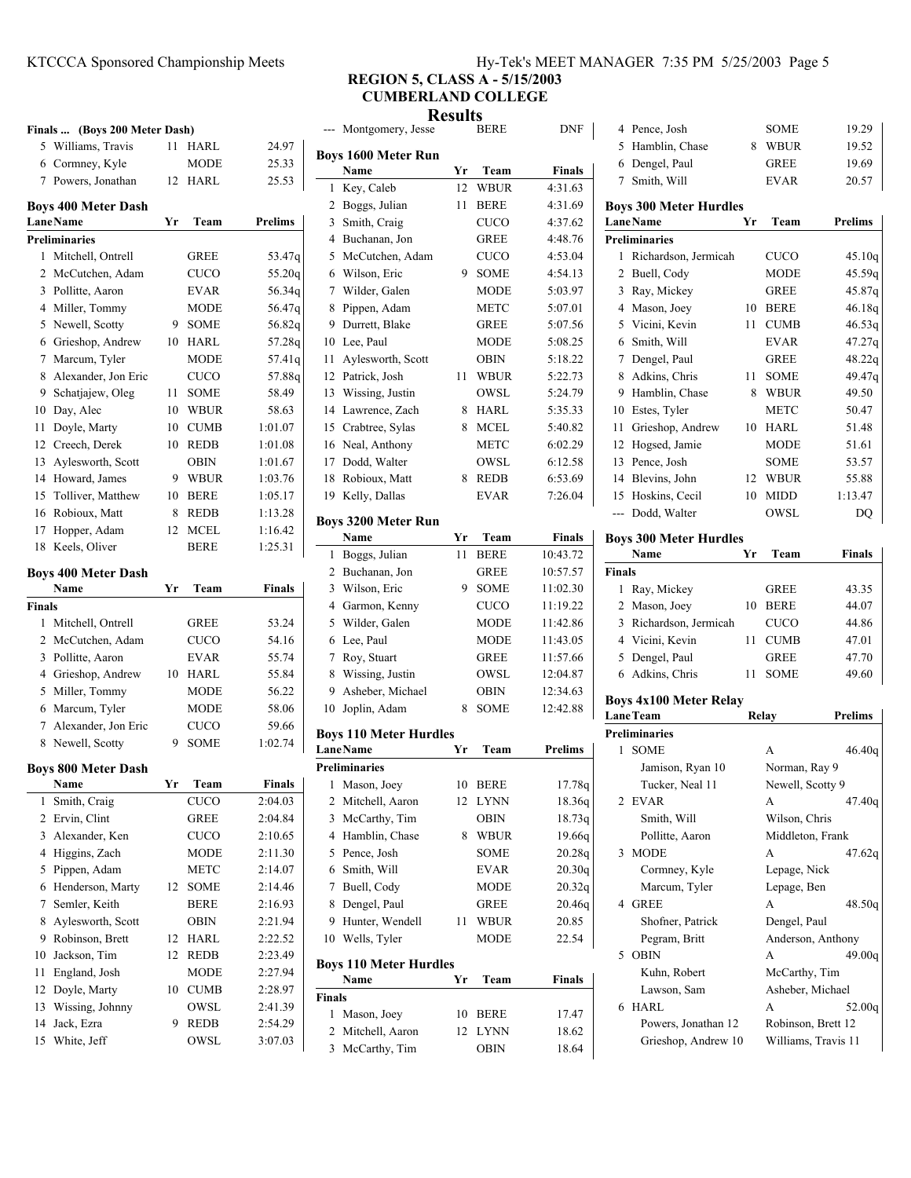# REGION 5, CLASS A - 5/15/2003

## CUMBERLAND COLLEGE

## Results

### Finals ... (Boys 200 Meter Dash)

| | Name | Yr | Team | Finals |
|---|---|---|---|---|
| 5 | Williams, Travis | 11 | HARL | 24.97 |
| 6 | Cormney, Kyle | | MODE | 25.33 |
| 7 | Powers, Jonathan | 12 | HARL | 25.53 |

### Boys 400 Meter Dash

| Lane | Name | Yr | Team | Prelims |
|---|---|---|---|---|
| **Preliminaries** | | | | |
| 1 | Mitchell, Ontrell | | GREE | 53.47q |
| 2 | McCutchen, Adam | | CUCO | 55.20q |
| 3 | Pollitte, Aaron | | EVAR | 56.34q |
| 4 | Miller, Tommy | | MODE | 56.47q |
| 5 | Newell, Scotty | 9 | SOME | 56.82q |
| 6 | Grieshop, Andrew | 10 | HARL | 57.28q |
| 7 | Marcum, Tyler | | MODE | 57.41q |
| 8 | Alexander, Jon Eric | | CUCO | 57.88q |
| 9 | Schatjajew, Oleg | 11 | SOME | 58.49 |
| 10 | Day, Alec | 10 | WBUR | 58.63 |
| 11 | Doyle, Marty | 10 | CUMB | 1:01.07 |
| 12 | Creech, Derek | 10 | REDB | 1:01.08 |
| 13 | Aylesworth, Scott | | OBIN | 1:01.67 |
| 14 | Howard, James | 9 | WBUR | 1:03.76 |
| 15 | Tolliver, Matthew | 10 | BERE | 1:05.17 |
| 16 | Robioux, Matt | 8 | REDB | 1:13.28 |
| 17 | Hopper, Adam | 12 | MCEL | 1:16.42 |
| 18 | Keels, Oliver | | BERE | 1:25.31 |

### Boys 400 Meter Dash

| | Name | Yr | Team | Finals |
|---|---|---|---|---|
| **Finals** | | | | |
| 1 | Mitchell, Ontrell | | GREE | 53.24 |
| 2 | McCutchen, Adam | | CUCO | 54.16 |
| 3 | Pollitte, Aaron | | EVAR | 55.74 |
| 4 | Grieshop, Andrew | 10 | HARL | 55.84 |
| 5 | Miller, Tommy | | MODE | 56.22 |
| 6 | Marcum, Tyler | | MODE | 58.06 |
| 7 | Alexander, Jon Eric | | CUCO | 59.66 |
| 8 | Newell, Scotty | 9 | SOME | 1:02.74 |

### Boys 800 Meter Dash

| | Name | Yr | Team | Finals |
|---|---|---|---|---|
| 1 | Smith, Craig | | CUCO | 2:04.03 |
| 2 | Ervin, Clint | | GREE | 2:04.84 |
| 3 | Alexander, Ken | | CUCO | 2:10.65 |
| 4 | Higgins, Zach | | MODE | 2:11.30 |
| 5 | Pippen, Adam | | METC | 2:14.07 |
| 6 | Henderson, Marty | 12 | SOME | 2:14.46 |
| 7 | Semler, Keith | | BERE | 2:16.93 |
| 8 | Aylesworth, Scott | | OBIN | 2:21.94 |
| 9 | Robinson, Brett | 12 | HARL | 2:22.52 |
| 10 | Jackson, Tim | 12 | REDB | 2:23.49 |
| 11 | England, Josh | | MODE | 2:27.94 |
| 12 | Doyle, Marty | 10 | CUMB | 2:28.97 |
| 13 | Wissing, Johnny | | OWSL | 2:41.39 |
| 14 | Jack, Ezra | 9 | REDB | 2:54.29 |
| 15 | White, Jeff | | OWSL | 3:07.03 |
| --- | Montgomery, Jesse | | BERE | DNF |

### Boys 1600 Meter Run

| | Name | Yr | Team | Finals |
|---|---|---|---|---|
| 1 | Key, Caleb | 12 | WBUR | 4:31.63 |
| 2 | Boggs, Julian | 11 | BERE | 4:31.69 |
| 3 | Smith, Craig | | CUCO | 4:37.62 |
| 4 | Buchanan, Jon | | GREE | 4:48.76 |
| 5 | McCutchen, Adam | | CUCO | 4:53.04 |
| 6 | Wilson, Eric | 9 | SOME | 4:54.13 |
| 7 | Wilder, Galen | | MODE | 5:03.97 |
| 8 | Pippen, Adam | | METC | 5:07.01 |
| 9 | Durrett, Blake | | GREE | 5:07.56 |
| 10 | Lee, Paul | | MODE | 5:08.25 |
| 11 | Aylesworth, Scott | | OBIN | 5:18.22 |
| 12 | Patrick, Josh | 11 | WBUR | 5:22.73 |
| 13 | Wissing, Justin | | OWSL | 5:24.79 |
| 14 | Lawrence, Zach | 8 | HARL | 5:35.33 |
| 15 | Crabtree, Sylas | 8 | MCEL | 5:40.82 |
| 16 | Neal, Anthony | | METC | 6:02.29 |
| 17 | Dodd, Walter | | OWSL | 6:12.58 |
| 18 | Robioux, Matt | 8 | REDB | 6:53.69 |
| 19 | Kelly, Dallas | | EVAR | 7:26.04 |

### Boys 3200 Meter Run

| | Name | Yr | Team | Finals |
|---|---|---|---|---|
| 1 | Boggs, Julian | 11 | BERE | 10:43.72 |
| 2 | Buchanan, Jon | | GREE | 10:57.57 |
| 3 | Wilson, Eric | 9 | SOME | 11:02.30 |
| 4 | Garmon, Kenny | | CUCO | 11:19.22 |
| 5 | Wilder, Galen | | MODE | 11:42.86 |
| 6 | Lee, Paul | | MODE | 11:43.05 |
| 7 | Roy, Stuart | | GREE | 11:57.66 |
| 8 | Wissing, Justin | | OWSL | 12:04.87 |
| 9 | Asheber, Michael | | OBIN | 12:34.63 |
| 10 | Joplin, Adam | 8 | SOME | 12:42.88 |

### Boys 110 Meter Hurdles

| Lane | Name | Yr | Team | Prelims |
|---|---|---|---|---|
| **Preliminaries** | | | | |
| 1 | Mason, Joey | 10 | BERE | 17.78q |
| 2 | Mitchell, Aaron | 12 | LYNN | 18.36q |
| 3 | McCarthy, Tim | | OBIN | 18.73q |
| 4 | Hamblin, Chase | 8 | WBUR | 19.66q |
| 5 | Pence, Josh | | SOME | 20.28q |
| 6 | Smith, Will | | EVAR | 20.30q |
| 7 | Buell, Cody | | MODE | 20.32q |
| 8 | Dengel, Paul | | GREE | 20.46q |
| 9 | Hunter, Wendell | 11 | WBUR | 20.85 |
| 10 | Wells, Tyler | | MODE | 22.54 |

### Boys 110 Meter Hurdles

| | Name | Yr | Team | Finals |
|---|---|---|---|---|
| **Finals** | | | | |
| 1 | Mason, Joey | 10 | BERE | 17.47 |
| 2 | Mitchell, Aaron | 12 | LYNN | 18.62 |
| 3 | McCarthy, Tim | | OBIN | 18.64 |
| 4 | Pence, Josh | | SOME | 19.29 |
| 5 | Hamblin, Chase | 8 | WBUR | 19.52 |
| 6 | Dengel, Paul | | GREE | 19.69 |
| 7 | Smith, Will | | EVAR | 20.57 |

### Boys 300 Meter Hurdles

| Lane | Name | Yr | Team | Prelims |
|---|---|---|---|---|
| **Preliminaries** | | | | |
| 1 | Richardson, Jermicah | | CUCO | 45.10q |
| 2 | Buell, Cody | | MODE | 45.59q |
| 3 | Ray, Mickey | | GREE | 45.87q |
| 4 | Mason, Joey | 10 | BERE | 46.18q |
| 5 | Vicini, Kevin | 11 | CUMB | 46.53q |
| 6 | Smith, Will | | EVAR | 47.27q |
| 7 | Dengel, Paul | | GREE | 48.22q |
| 8 | Adkins, Chris | 11 | SOME | 49.47q |
| 9 | Hamblin, Chase | 8 | WBUR | 49.50 |
| 10 | Estes, Tyler | | METC | 50.47 |
| 11 | Grieshop, Andrew | 10 | HARL | 51.48 |
| 12 | Hogsed, Jamie | | MODE | 51.61 |
| 13 | Pence, Josh | | SOME | 53.57 |
| 14 | Blevins, John | 12 | WBUR | 55.88 |
| 15 | Hoskins, Cecil | 10 | MIDD | 1:13.47 |
| --- | Dodd, Walter | | OWSL | DQ |

### Boys 300 Meter Hurdles

| | Name | Yr | Team | Finals |
|---|---|---|---|---|
| **Finals** | | | | |
| 1 | Ray, Mickey | | GREE | 43.35 |
| 2 | Mason, Joey | 10 | BERE | 44.07 |
| 3 | Richardson, Jermicah | | CUCO | 44.86 |
| 4 | Vicini, Kevin | 11 | CUMB | 47.01 |
| 5 | Dengel, Paul | | GREE | 47.70 |
| 6 | Adkins, Chris | 11 | SOME | 49.60 |

### Boys 4x100 Meter Relay

| Lane | Team | Relay | Prelims |
|---|---|---|---|
| **Preliminaries** | | | |
| 1 | SOME | A | 46.40q |
| | Jamison, Ryan 10 | Norman, Ray 9 | |
| | Tucker, Neal 11 | Newell, Scotty 9 | |
| 2 | EVAR | A | 47.40q |
| | Smith, Will | Wilson, Chris | |
| | Pollitte, Aaron | Middleton, Frank | |
| 3 | MODE | A | 47.62q |
| | Cormney, Kyle | Lepage, Nick | |
| | Marcum, Tyler | Lepage, Ben | |
| 4 | GREE | A | 48.50q |
| | Shofner, Patrick | Dengel, Paul | |
| | Pegram, Britt | Anderson, Anthony | |
| 5 | OBIN | A | 49.00q |
| | Kuhn, Robert | McCarthy, Tim | |
| | Lawson, Sam | Asheber, Michael | |
| 6 | HARL | A | 52.00q |
| | Powers, Jonathan 12 | Robinson, Brett 12 | |
| | Grieshop, Andrew 10 | Williams, Travis 11 | |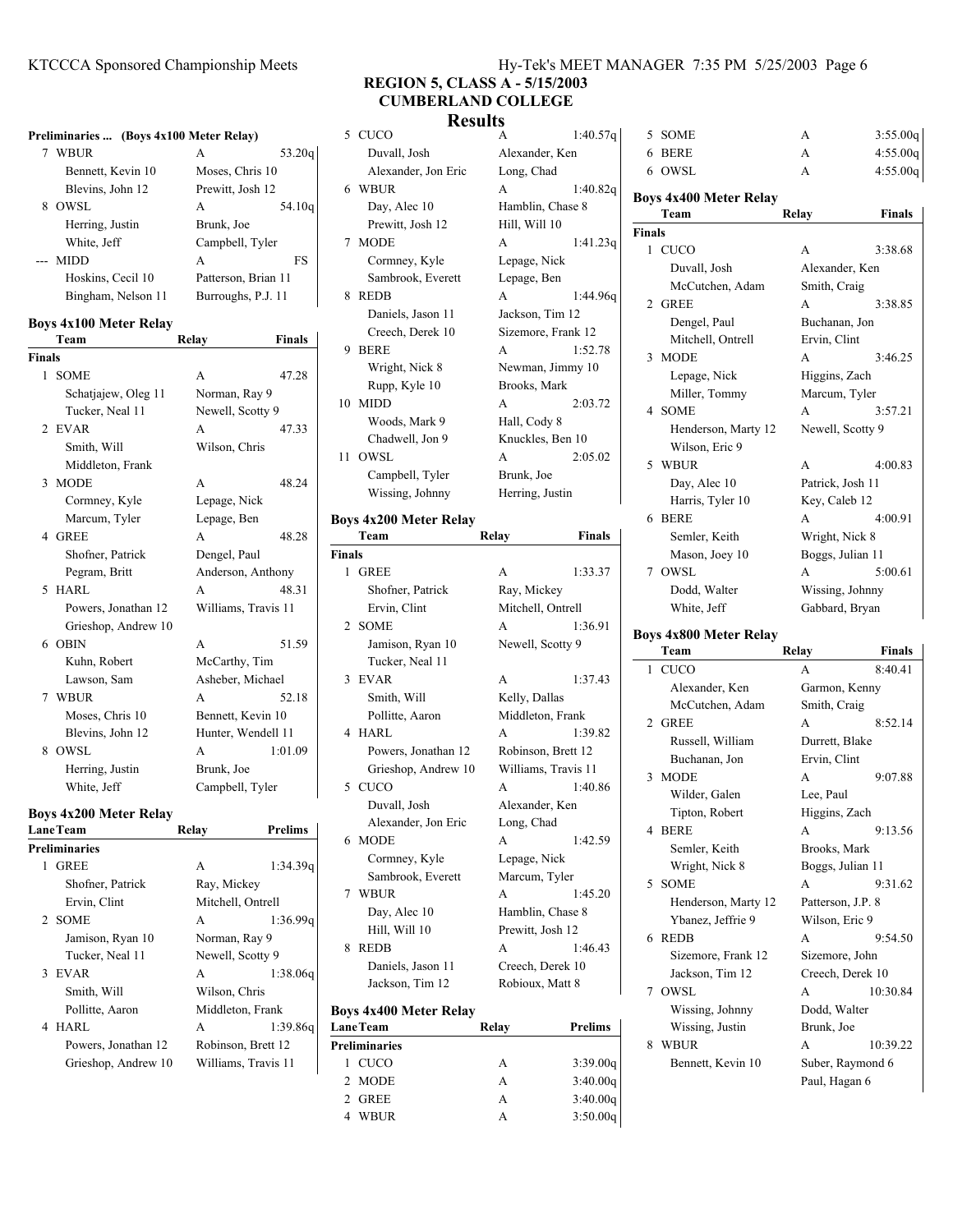# REGION 5, CLASS A - 5/15/2003
## CUMBERLAND COLLEGE
## Results

### Preliminaries ... (Boys 4x100 Meter Relay)

| | Team | Relay | Prelims |
|---|---|---|---|
| 7 | WBUR | A | 53.20q |
| | Bennett, Kevin 10 | Moses, Chris 10 | |
| | Blevins, John 12 | Prewitt, Josh 12 | |
| 8 | OWSL | A | 54.10q |
| | Herring, Justin | Brunk, Joe | |
| | White, Jeff | Campbell, Tyler | |
| --- | MIDD | A | FS |
| | Hoskins, Cecil 10 | Patterson, Brian 11 | |
| | Bingham, Nelson 11 | Burroughs, P.J. 11 | |

### Boys 4x100 Meter Relay

| | Team | Relay | Finals |
|---|---|---|---|
| **Finals** | | | |
| 1 | SOME | A | 47.28 |
| | Schatjajew, Oleg 11 | Norman, Ray 9 | |
| | Tucker, Neal 11 | Newell, Scotty 9 | |
| 2 | EVAR | A | 47.33 |
| | Smith, Will | Wilson, Chris | |
| | Middleton, Frank | | |
| 3 | MODE | A | 48.24 |
| | Cormney, Kyle | Lepage, Nick | |
| | Marcum, Tyler | Lepage, Ben | |
| 4 | GREE | A | 48.28 |
| | Shofner, Patrick | Dengel, Paul | |
| | Pegram, Britt | Anderson, Anthony | |
| 5 | HARL | A | 48.31 |
| | Powers, Jonathan 12 | Williams, Travis 11 | |
| | Grieshop, Andrew 10 | | |
| 6 | OBIN | A | 51.59 |
| | Kuhn, Robert | McCarthy, Tim | |
| | Lawson, Sam | Asheber, Michael | |
| 7 | WBUR | A | 52.18 |
| | Moses, Chris 10 | Bennett, Kevin 10 | |
| | Blevins, John 12 | Hunter, Wendell 11 | |
| 8 | OWSL | A | 1:01.09 |
| | Herring, Justin | Brunk, Joe | |
| | White, Jeff | Campbell, Tyler | |

### Boys 4x200 Meter Relay

| Lane | Team | Relay | Prelims |
|---|---|---|---|
| **Preliminaries** | | | |
| 1 | GREE | A | 1:34.39q |
| | Shofner, Patrick | Ray, Mickey | |
| | Ervin, Clint | Mitchell, Ontrell | |
| 2 | SOME | A | 1:36.99q |
| | Jamison, Ryan 10 | Norman, Ray 9 | |
| | Tucker, Neal 11 | Newell, Scotty 9 | |
| 3 | EVAR | A | 1:38.06q |
| | Smith, Will | Wilson, Chris | |
| | Pollitte, Aaron | Middleton, Frank | |
| 4 | HARL | A | 1:39.86q |
| | Powers, Jonathan 12 | Robinson, Brett 12 | |
| | Grieshop, Andrew 10 | Williams, Travis 11 | |
| 5 | CUCO | A | 1:40.57q |
| | Duvall, Josh | Alexander, Ken | |
| | Alexander, Jon Eric | Long, Chad | |
| 6 | WBUR | A | 1:40.82q |
| | Day, Alec 10 | Hamblin, Chase 8 | |
| | Prewitt, Josh 12 | Hill, Will 10 | |
| 7 | MODE | A | 1:41.23q |
| | Cormney, Kyle | Lepage, Nick | |
| | Sambrook, Everett | Lepage, Ben | |
| 8 | REDB | A | 1:44.96q |
| | Daniels, Jason 11 | Jackson, Tim 12 | |
| | Creech, Derek 10 | Sizemore, Frank 12 | |
| 9 | BERE | A | 1:52.78 |
| | Wright, Nick 8 | Newman, Jimmy 10 | |
| | Rupp, Kyle 10 | Brooks, Mark | |
| 10 | MIDD | A | 2:03.72 |
| | Woods, Mark 9 | Hall, Cody 8 | |
| | Chadwell, Jon 9 | Knuckles, Ben 10 | |
| 11 | OWSL | A | 2:05.02 |
| | Campbell, Tyler | Brunk, Joe | |
| | Wissing, Johnny | Herring, Justin | |

### Boys 4x200 Meter Relay

| | Team | Relay | Finals |
|---|---|---|---|
| **Finals** | | | |
| 1 | GREE | A | 1:33.37 |
| | Shofner, Patrick | Ray, Mickey | |
| | Ervin, Clint | Mitchell, Ontrell | |
| 2 | SOME | A | 1:36.91 |
| | Jamison, Ryan 10 | Newell, Scotty 9 | |
| | Tucker, Neal 11 | | |
| 3 | EVAR | A | 1:37.43 |
| | Smith, Will | Kelly, Dallas | |
| | Pollitte, Aaron | Middleton, Frank | |
| 4 | HARL | A | 1:39.82 |
| | Powers, Jonathan 12 | Robinson, Brett 12 | |
| | Grieshop, Andrew 10 | Williams, Travis 11 | |
| 5 | CUCO | A | 1:40.86 |
| | Duvall, Josh | Alexander, Ken | |
| | Alexander, Jon Eric | Long, Chad | |
| 6 | MODE | A | 1:42.59 |
| | Cormney, Kyle | Lepage, Nick | |
| | Sambrook, Everett | Marcum, Tyler | |
| 7 | WBUR | A | 1:45.20 |
| | Day, Alec 10 | Hamblin, Chase 8 | |
| | Hill, Will 10 | Prewitt, Josh 12 | |
| 8 | REDB | A | 1:46.43 |
| | Daniels, Jason 11 | Creech, Derek 10 | |
| | Jackson, Tim 12 | Robioux, Matt 8 | |

### Boys 4x400 Meter Relay

| Lane | Team | Relay | Prelims |
|---|---|---|---|
| **Preliminaries** | | | |
| 1 | CUCO | A | 3:39.00q |
| 2 | MODE | A | 3:40.00q |
| 2 | GREE | A | 3:40.00q |
| 4 | WBUR | A | 3:50.00q |
| 5 | SOME | A | 3:55.00q |
| 6 | BERE | A | 4:55.00q |
| 6 | OWSL | A | 4:55.00q |

### Boys 4x400 Meter Relay

| | Team | Relay | Finals |
|---|---|---|---|
| **Finals** | | | |
| 1 | CUCO | A | 3:38.68 |
| | Duvall, Josh | Alexander, Ken | |
| | McCutchen, Adam | Smith, Craig | |
| 2 | GREE | A | 3:38.85 |
| | Dengel, Paul | Buchanan, Jon | |
| | Mitchell, Ontrell | Ervin, Clint | |
| 3 | MODE | A | 3:46.25 |
| | Lepage, Nick | Higgins, Zach | |
| | Miller, Tommy | Marcum, Tyler | |
| 4 | SOME | A | 3:57.21 |
| | Henderson, Marty 12 | Newell, Scotty 9 | |
| | Wilson, Eric 9 | | |
| 5 | WBUR | A | 4:00.83 |
| | Day, Alec 10 | Patrick, Josh 11 | |
| | Harris, Tyler 10 | Key, Caleb 12 | |
| 6 | BERE | A | 4:00.91 |
| | Semler, Keith | Wright, Nick 8 | |
| | Mason, Joey 10 | Boggs, Julian 11 | |
| 7 | OWSL | A | 5:00.61 |
| | Dodd, Walter | Wissing, Johnny | |
| | White, Jeff | Gabbard, Bryan | |

### Boys 4x800 Meter Relay

| | Team | Relay | Finals |
|---|---|---|---|
| 1 | CUCO | A | 8:40.41 |
| | Alexander, Ken | Garmon, Kenny | |
| | McCutchen, Adam | Smith, Craig | |
| 2 | GREE | A | 8:52.14 |
| | Russell, William | Durrett, Blake | |
| | Buchanan, Jon | Ervin, Clint | |
| 3 | MODE | A | 9:07.88 |
| | Wilder, Galen | Lee, Paul | |
| | Tipton, Robert | Higgins, Zach | |
| 4 | BERE | A | 9:13.56 |
| | Semler, Keith | Brooks, Mark | |
| | Wright, Nick 8 | Boggs, Julian 11 | |
| 5 | SOME | A | 9:31.62 |
| | Henderson, Marty 12 | Patterson, J.P. 8 | |
| | Ybanez, Jeffrie 9 | Wilson, Eric 9 | |
| 6 | REDB | A | 9:54.50 |
| | Sizemore, Frank 12 | Sizemore, John | |
| | Jackson, Tim 12 | Creech, Derek 10 | |
| 7 | OWSL | A | 10:30.84 |
| | Wissing, Johnny | Dodd, Walter | |
| | Wissing, Justin | Brunk, Joe | |
| 8 | WBUR | A | 10:39.22 |
| | Bennett, Kevin 10 | Suber, Raymond 6 | |
| | | Paul, Hagan 6 | |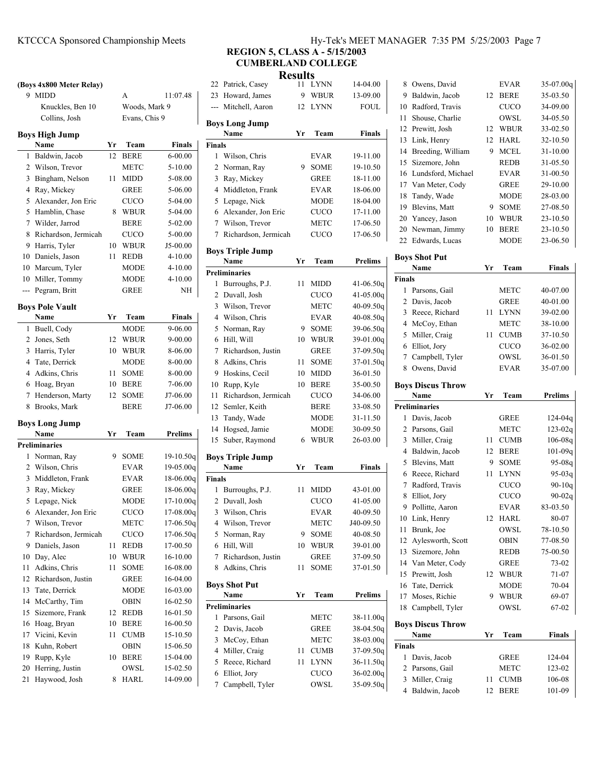## REGION 5, CLASS A - 5/15/2003
## CUMBERLAND COLLEGE
## Results

### (Boys 4x800 Meter Relay)

| | Team | Relay | Finals |
|---|---|---|---|
| 9 | MIDD | A | 11:07.48 |
| | Knuckles, Ben 10 | Woods, Mark 9 | |
| | Collins, Josh | Evans, Chis 9 | |

### Boys High Jump

| | Name | Yr | Team | Finals |
|---|---|---|---|---|
| 1 | Baldwin, Jacob | 12 | BERE | 6-00.00 |
| 2 | Wilson, Trevor | | METC | 5-10.00 |
| 3 | Bingham, Nelson | 11 | MIDD | 5-08.00 |
| 4 | Ray, Mickey | | GREE | 5-06.00 |
| 5 | Alexander, Jon Eric | | CUCO | 5-04.00 |
| 5 | Hamblin, Chase | 8 | WBUR | 5-04.00 |
| 7 | Wilder, Jarrod | | BERE | 5-02.00 |
| 8 | Richardson, Jermicah | | CUCO | 5-00.00 |
| 9 | Harris, Tyler | 10 | WBUR | J5-00.00 |
| 10 | Daniels, Jason | 11 | REDB | 4-10.00 |
| 10 | Marcum, Tyler | | MODE | 4-10.00 |
| 10 | Miller, Tommy | | MODE | 4-10.00 |
| --- | Pegram, Britt | | GREE | NH |

### Boys Pole Vault

| | Name | Yr | Team | Finals |
|---|---|---|---|---|
| 1 | Buell, Cody | | MODE | 9-06.00 |
| 2 | Jones, Seth | 12 | WBUR | 9-00.00 |
| 3 | Harris, Tyler | 10 | WBUR | 8-06.00 |
| 4 | Tate, Derrick | | MODE | 8-00.00 |
| 4 | Adkins, Chris | 11 | SOME | 8-00.00 |
| 6 | Hoag, Bryan | 10 | BERE | 7-06.00 |
| 7 | Henderson, Marty | 12 | SOME | J7-06.00 |
| 8 | Brooks, Mark | | BERE | J7-06.00 |

### Boys Long Jump

| | Name | Yr | Team | Prelims |
|---|---|---|---|---|
| **Preliminaries** | | | | |
| 1 | Norman, Ray | 9 | SOME | 19-10.50q |
| 2 | Wilson, Chris | | EVAR | 19-05.00q |
| 3 | Middleton, Frank | | EVAR | 18-06.00q |
| 3 | Ray, Mickey | | GREE | 18-06.00q |
| 5 | Lepage, Nick | | MODE | 17-10.00q |
| 6 | Alexander, Jon Eric | | CUCO | 17-08.00q |
| 7 | Wilson, Trevor | | METC | 17-06.50q |
| 7 | Richardson, Jermicah | | CUCO | 17-06.50q |
| 9 | Daniels, Jason | 11 | REDB | 17-00.50 |
| 10 | Day, Alec | 10 | WBUR | 16-10.00 |
| 11 | Adkins, Chris | 11 | SOME | 16-08.00 |
| 12 | Richardson, Justin | | GREE | 16-04.00 |
| 13 | Tate, Derrick | | MODE | 16-03.00 |
| 14 | McCarthy, Tim | | OBIN | 16-02.50 |
| 15 | Sizemore, Frank | 12 | REDB | 16-01.50 |
| 16 | Hoag, Bryan | 10 | BERE | 16-00.50 |
| 17 | Vicini, Kevin | 11 | CUMB | 15-10.50 |
| 18 | Kuhn, Robert | | OBIN | 15-06.50 |
| 19 | Rupp, Kyle | 10 | BERE | 15-04.00 |
| 20 | Herring, Justin | | OWSL | 15-02.50 |
| 21 | Haywood, Josh | 8 | HARL | 14-09.00 |
| 22 | Patrick, Casey | 11 | LYNN | 14-04.00 |
| 23 | Howard, James | 9 | WBUR | 13-09.00 |
| --- | Mitchell, Aaron | 12 | LYNN | FOUL |

### Boys Long Jump

| | Name | Yr | Team | Finals |
|---|---|---|---|---|
| **Finals** | | | | |
| 1 | Wilson, Chris | | EVAR | 19-11.00 |
| 2 | Norman, Ray | 9 | SOME | 19-10.50 |
| 3 | Ray, Mickey | | GREE | 18-11.00 |
| 4 | Middleton, Frank | | EVAR | 18-06.00 |
| 5 | Lepage, Nick | | MODE | 18-04.00 |
| 6 | Alexander, Jon Eric | | CUCO | 17-11.00 |
| 7 | Wilson, Trevor | | METC | 17-06.50 |
| 7 | Richardson, Jermicah | | CUCO | 17-06.50 |

### Boys Triple Jump

| | Name | Yr | Team | Prelims |
|---|---|---|---|---|
| **Preliminaries** | | | | |
| 1 | Burroughs, P.J. | 11 | MIDD | 41-06.50q |
| 2 | Duvall, Josh | | CUCO | 41-05.00q |
| 3 | Wilson, Trevor | | METC | 40-09.50q |
| 4 | Wilson, Chris | | EVAR | 40-08.50q |
| 5 | Norman, Ray | 9 | SOME | 39-06.50q |
| 6 | Hill, Will | 10 | WBUR | 39-01.00q |
| 7 | Richardson, Justin | | GREE | 37-09.50q |
| 8 | Adkins, Chris | 11 | SOME | 37-01.50q |
| 9 | Hoskins, Cecil | 10 | MIDD | 36-01.50 |
| 10 | Rupp, Kyle | 10 | BERE | 35-00.50 |
| 11 | Richardson, Jermicah | | CUCO | 34-06.00 |
| 12 | Semler, Keith | | BERE | 33-08.50 |
| 13 | Tandy, Wade | | MODE | 31-11.50 |
| 14 | Hogsed, Jamie | | MODE | 30-09.50 |
| 15 | Suber, Raymond | 6 | WBUR | 26-03.00 |

### Boys Triple Jump

| | Name | Yr | Team | Finals |
|---|---|---|---|---|
| **Finals** | | | | |
| 1 | Burroughs, P.J. | 11 | MIDD | 43-01.00 |
| 2 | Duvall, Josh | | CUCO | 41-05.00 |
| 3 | Wilson, Chris | | EVAR | 40-09.50 |
| 4 | Wilson, Trevor | | METC | J40-09.50 |
| 5 | Norman, Ray | 9 | SOME | 40-08.50 |
| 6 | Hill, Will | 10 | WBUR | 39-01.00 |
| 7 | Richardson, Justin | | GREE | 37-09.50 |
| 8 | Adkins, Chris | 11 | SOME | 37-01.50 |

### Boys Shot Put

| | Name | Yr | Team | Prelims |
|---|---|---|---|---|
| **Preliminaries** | | | | |
| 1 | Parsons, Gail | | METC | 38-11.00q |
| 2 | Davis, Jacob | | GREE | 38-04.50q |
| 3 | McCoy, Ethan | | METC | 38-03.00q |
| 4 | Miller, Craig | 11 | CUMB | 37-09.50q |
| 5 | Reece, Richard | 11 | LYNN | 36-11.50q |
| 6 | Elliot, Jory | | CUCO | 36-02.00q |
| 7 | Campbell, Tyler | | OWSL | 35-09.50q |
| 8 | Owens, David | | EVAR | 35-07.00q |
| 9 | Baldwin, Jacob | 12 | BERE | 35-03.50 |
| 10 | Radford, Travis | | CUCO | 34-09.00 |
| 11 | Shouse, Charlie | | OWSL | 34-05.50 |
| 12 | Prewitt, Josh | 12 | WBUR | 33-02.50 |
| 13 | Link, Henry | 12 | HARL | 32-10.50 |
| 14 | Breeding, William | 9 | MCEL | 31-10.00 |
| 15 | Sizemore, John | | REDB | 31-05.50 |
| 16 | Lundsford, Michael | | EVAR | 31-00.50 |
| 17 | Van Meter, Cody | | GREE | 29-10.00 |
| 18 | Tandy, Wade | | MODE | 28-03.00 |
| 19 | Blevins, Matt | 9 | SOME | 27-08.50 |
| 20 | Yancey, Jason | 10 | WBUR | 23-10.50 |
| 20 | Newman, Jimmy | 10 | BERE | 23-10.50 |
| 22 | Edwards, Lucas | | MODE | 23-06.50 |

### Boys Shot Put

| | Name | Yr | Team | Finals |
|---|---|---|---|---|
| **Finals** | | | | |
| 1 | Parsons, Gail | | METC | 40-07.00 |
| 2 | Davis, Jacob | | GREE | 40-01.00 |
| 3 | Reece, Richard | 11 | LYNN | 39-02.00 |
| 4 | McCoy, Ethan | | METC | 38-10.00 |
| 5 | Miller, Craig | 11 | CUMB | 37-10.50 |
| 6 | Elliot, Jory | | CUCO | 36-02.00 |
| 7 | Campbell, Tyler | | OWSL | 36-01.50 |
| 8 | Owens, David | | EVAR | 35-07.00 |

### Boys Discus Throw

| | Name | Yr | Team | Prelims |
|---|---|---|---|---|
| **Preliminaries** | | | | |
| 1 | Davis, Jacob | | GREE | 124-04q |
| 2 | Parsons, Gail | | METC | 123-02q |
| 3 | Miller, Craig | 11 | CUMB | 106-08q |
| 4 | Baldwin, Jacob | 12 | BERE | 101-09q |
| 5 | Blevins, Matt | 9 | SOME | 95-08q |
| 6 | Reece, Richard | 11 | LYNN | 95-03q |
| 7 | Radford, Travis | | CUCO | 90-10q |
| 8 | Elliot, Jory | | CUCO | 90-02q |
| 9 | Pollitte, Aaron | | EVAR | 83-03.50 |
| 10 | Link, Henry | 12 | HARL | 80-07 |
| 11 | Brunk, Joe | | OWSL | 78-10.50 |
| 12 | Aylesworth, Scott | | OBIN | 77-08.50 |
| 13 | Sizemore, John | | REDB | 75-00.50 |
| 14 | Van Meter, Cody | | GREE | 73-02 |
| 15 | Prewitt, Josh | 12 | WBUR | 71-07 |
| 16 | Tate, Derrick | | MODE | 70-04 |
| 17 | Moses, Richie | 9 | WBUR | 69-07 |
| 18 | Campbell, Tyler | | OWSL | 67-02 |

### Boys Discus Throw

| | Name | Yr | Team | Finals |
|---|---|---|---|---|
| **Finals** | | | | |
| 1 | Davis, Jacob | | GREE | 124-04 |
| 2 | Parsons, Gail | | METC | 123-02 |
| 3 | Miller, Craig | 11 | CUMB | 106-08 |
| 4 | Baldwin, Jacob | 12 | BERE | 101-09 |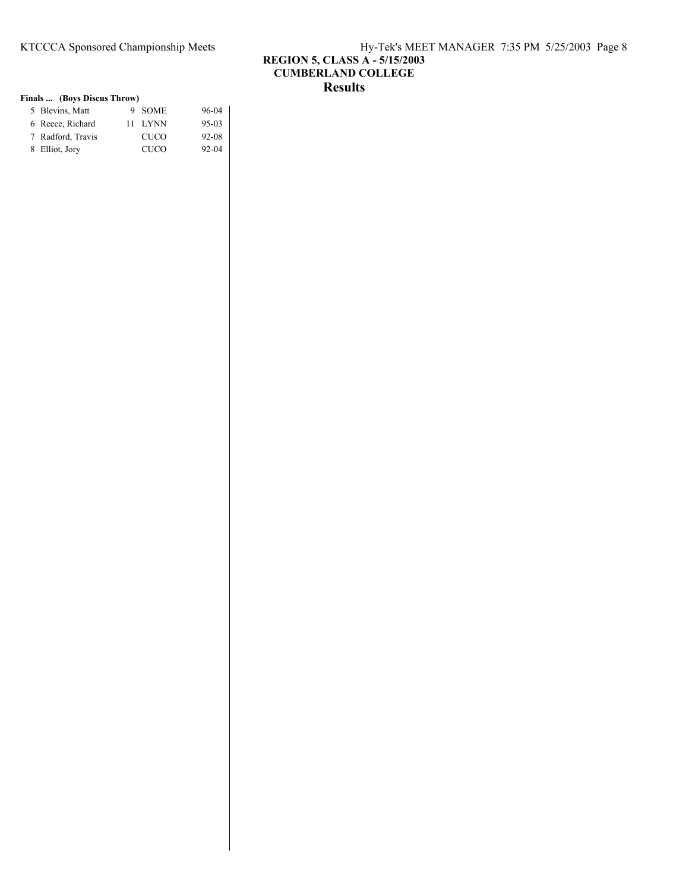## REGION 5, CLASS A - 5/15/2003
## CUMBERLAND COLLEGE
## Results

**Finals ... (Boys Discus Throw)**

| | | | | |
|---|---|---|---|---|
| 5 | Blevins, Matt | 9 | SOME | 96-04 |
| 6 | Reece, Richard | 11 | LYNN | 95-03 |
| 7 | Radford, Travis | | CUCO | 92-08 |
| 8 | Elliot, Jory | | CUCO | 92-04 |